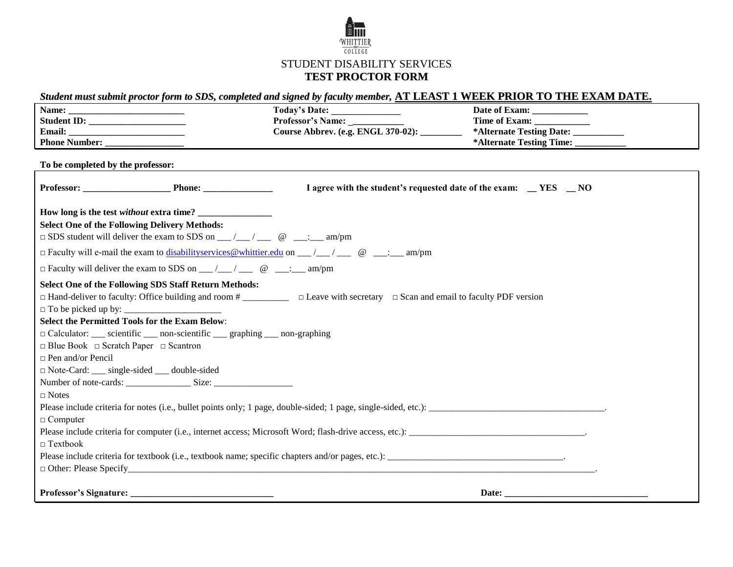WHITTIER COLLEGE

STUDENT DISABILITY SERVICES

**TEST PROCTOR FORM**

***Student must submit proctor form to SDS, completed and signed by faculty member,*** **AT LEAST 1 WEEK PRIOR TO THE EXAM DATE.**

| | | |
|---|---|---|
| **Name:** ______________________ | **Today's Date:** ______________ | **Date of Exam:** ___________ |
| **Student ID:** ___________________ | **Professor's Name:** ___________ | **Time of Exam:** ___________ |
| **Email:** ________________________ | **Course Abbrev. (e.g. ENGL 370-02):** ________ | **\*Alternate Testing Date:** __________ |
| **Phone Number:** ________________ | | **\*Alternate Testing Time:** __________ |

**To be completed by the professor:**

**Professor:** __________________ **Phone:** ______________ **I agree with the student's requested date of the exam:** __ **YES** __ **NO**

**How long is the test *without* extra time?** _______________

**Select One of the Following Delivery Methods:**

□ SDS student will deliver the exam to SDS on ___ /___ / ___ @ ___:___ am/pm

□ Faculty will e-mail the exam to disabilityservices@whittier.edu on ___ /___ / ___ @ ___:___ am/pm

□ Faculty will deliver the exam to SDS on ___ /___ / ___ @ ___:___ am/pm

**Select One of the Following SDS Staff Return Methods:**

□ Hand-deliver to faculty: Office building and room # _________ □ Leave with secretary □ Scan and email to faculty PDF version

□ To be picked up by: ____________________

**Select the Permitted Tools for the Exam Below**:

□ Calculator: ___ scientific ___ non-scientific ___ graphing ___ non-graphing

□ Blue Book □ Scratch Paper □ Scantron

□ Pen and/or Pencil

□ Note-Card: ___ single-sided ___ double-sided

Number of note-cards: _____________ Size: ________________

□ Notes

Please include criteria for notes (i.e., bullet points only; 1 page, double-sided; 1 page, single-sided, etc.): _____________________________________.

□ Computer

Please include criteria for computer (i.e., internet access; Microsoft Word; flash-drive access, etc.): _____________________________________.

□ Textbook

Please include criteria for textbook (i.e., textbook name; specific chapters and/or pages, etc.): _____________________________________.

□ Other: Please Specify_____________________________________________________________________________________________.

**Professor's Signature:** ______________________________ **Date:** ______________________________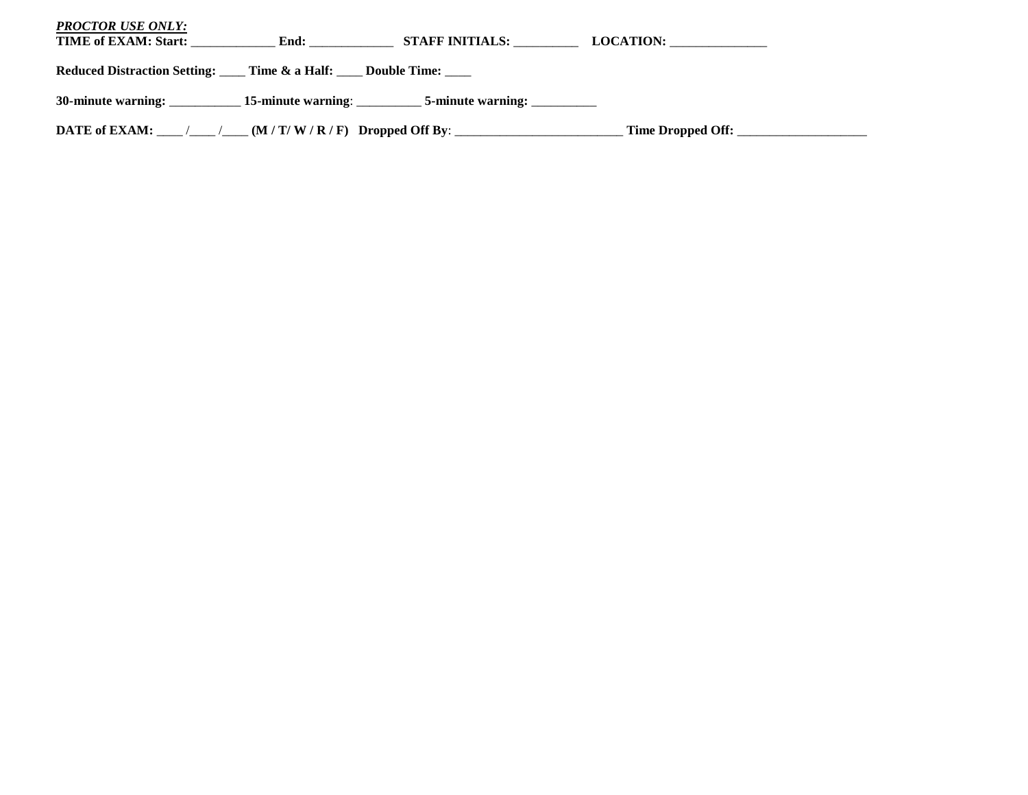***PROCTOR USE ONLY:***
**TIME of EXAM: Start:** _____________ **End:** _____________ **STAFF INITIALS:** __________ **LOCATION:** _______________

**Reduced Distraction Setting:** ____ **Time & a Half:** ____ **Double Time:** ____

**30-minute warning:** ___________ **15-minute warning**: __________ **5-minute warning:** __________

**DATE of EXAM:** ____ /____ /____ **(M / T/ W / R / F)** **Dropped Off By**: __________________________ **Time Dropped Off:** ____________________